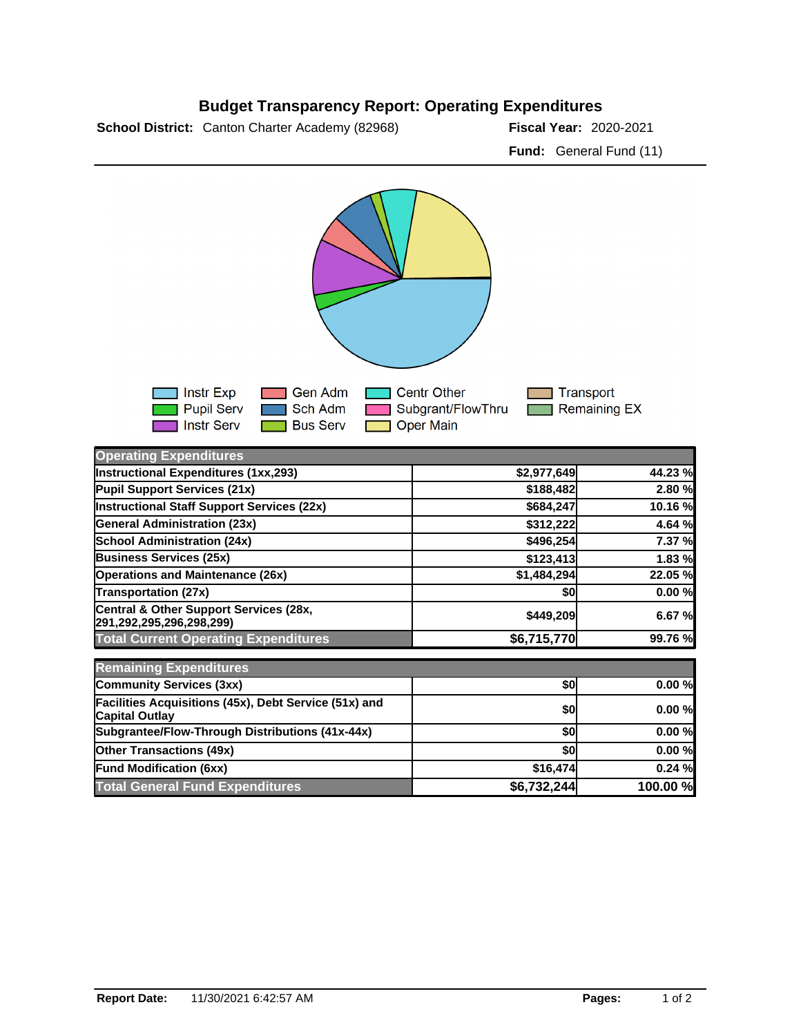# Budget Transparency Report: Operating Expenditures

**School District:** Canton Charter Academy (82968)

**Fiscal Year:** 2020-2021

**Fund:** General Fund (11)

Instr Exp | Pupil Serv | Instr Serv | Gen Adm | Sch Adm | Bus Serv | Centr Other | Subgrant/FlowThru | Oper Main | Transport | Remaining EX

| Operating Expenditures | | |
|---|---|---|
| Instructional Expenditures (1xx,293) | $2,977,649 | 44.23 % |
| Pupil Support Services (21x) | $188,482 | 2.80 % |
| Instructional Staff Support Services (22x) | $684,247 | 10.16 % |
| General Administration (23x) | $312,222 | 4.64 % |
| School Administration (24x) | $496,254 | 7.37 % |
| Business Services (25x) | $123,413 | 1.83 % |
| Operations and Maintenance (26x) | $1,484,294 | 22.05 % |
| Transportation (27x) | $0 | 0.00 % |
| Central & Other Support Services (28x, 291,292,295,296,298,299) | $449,209 | 6.67 % |
| **Total Current Operating Expenditures** | **$6,715,770** | **99.76 %** |

| Remaining Expenditures | | |
|---|---|---|
| Community Services (3xx) | $0 | 0.00 % |
| Facilities Acquisitions (45x), Debt Service (51x) and Capital Outlay | $0 | 0.00 % |
| Subgrantee/Flow-Through Distributions (41x-44x) | $0 | 0.00 % |
| Other Transactions (49x) | $0 | 0.00 % |
| Fund Modification (6xx) | $16,474 | 0.24 % |
| **Total General Fund Expenditures** | **$6,732,244** | **100.00 %** |

**Report Date:** 11/30/2021 6:42:57 AM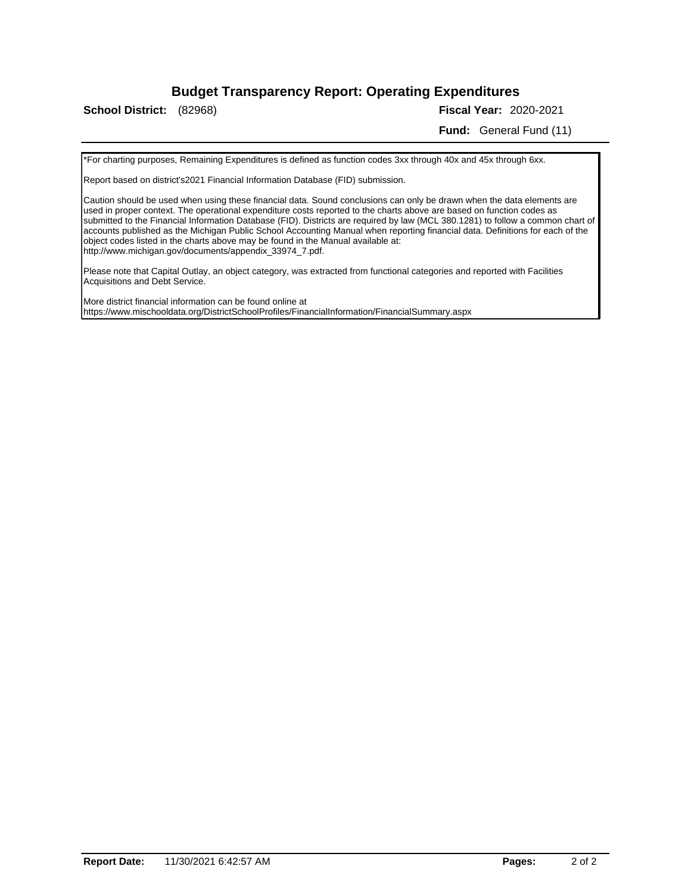# Budget Transparency Report: Operating Expenditures

**School District:** (82968)

**Fiscal Year:** 2020-2021

**Fund:** General Fund (11)

*For charting purposes, Remaining Expenditures is defined as function codes 3xx through 40x and 45x through 6xx.

Report based on district's2021 Financial Information Database (FID) submission.

Caution should be used when using these financial data. Sound conclusions can only be drawn when the data elements are used in proper context. The operational expenditure costs reported to the charts above are based on function codes as submitted to the Financial Information Database (FID). Districts are required by law (MCL 380.1281) to follow a common chart of accounts published as the Michigan Public School Accounting Manual when reporting financial data. Definitions for each of the object codes listed in the charts above may be found in the Manual available at: http://www.michigan.gov/documents/appendix_33974_7.pdf.

Please note that Capital Outlay, an object category, was extracted from functional categories and reported with Facilities Acquisitions and Debt Service.

More district financial information can be found online at https://www.mischooldata.org/DistrictSchoolProfiles/FinancialInformation/FinancialSummary.aspx

**Report Date:** 11/30/2021 6:42:57 AM